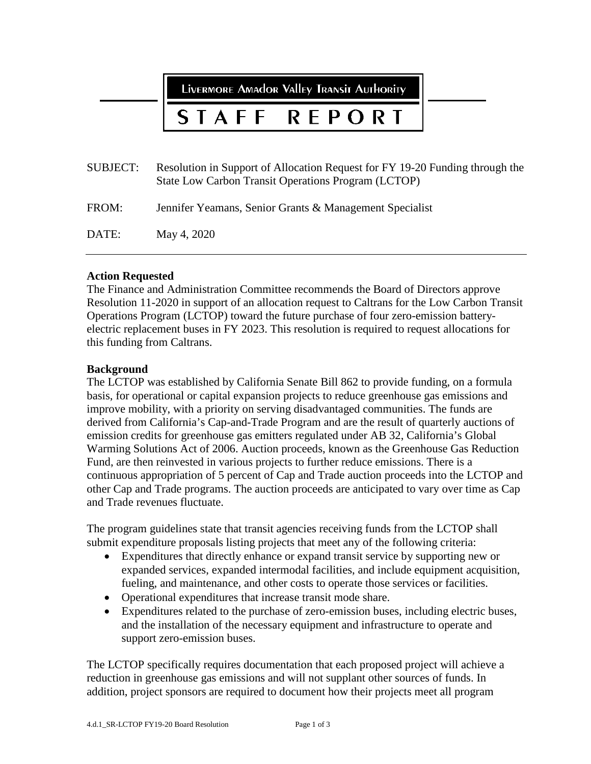Livermore Amador Valley Transit Authority

# STAFF REPORT

SUBJECT: Resolution in Support of Allocation Request for FY 19-20 Funding through the State Low Carbon Transit Operations Program (LCTOP)

FROM: Jennifer Yeamans, Senior Grants & Management Specialist

DATE: May 4, 2020

---

**Action Requested**

The Finance and Administration Committee recommends the Board of Directors approve Resolution 11-2020 in support of an allocation request to Caltrans for the Low Carbon Transit Operations Program (LCTOP) toward the future purchase of four zero-emission battery-electric replacement buses in FY 2023. This resolution is required to request allocations for this funding from Caltrans.

**Background**

The LCTOP was established by California Senate Bill 862 to provide funding, on a formula basis, for operational or capital expansion projects to reduce greenhouse gas emissions and improve mobility, with a priority on serving disadvantaged communities. The funds are derived from California's Cap-and-Trade Program and are the result of quarterly auctions of emission credits for greenhouse gas emitters regulated under AB 32, California's Global Warming Solutions Act of 2006. Auction proceeds, known as the Greenhouse Gas Reduction Fund, are then reinvested in various projects to further reduce emissions. There is a continuous appropriation of 5 percent of Cap and Trade auction proceeds into the LCTOP and other Cap and Trade programs. The auction proceeds are anticipated to vary over time as Cap and Trade revenues fluctuate.

The program guidelines state that transit agencies receiving funds from the LCTOP shall submit expenditure proposals listing projects that meet any of the following criteria:

- Expenditures that directly enhance or expand transit service by supporting new or expanded services, expanded intermodal facilities, and include equipment acquisition, fueling, and maintenance, and other costs to operate those services or facilities.
- Operational expenditures that increase transit mode share.
- Expenditures related to the purchase of zero-emission buses, including electric buses, and the installation of the necessary equipment and infrastructure to operate and support zero-emission buses.

The LCTOP specifically requires documentation that each proposed project will achieve a reduction in greenhouse gas emissions and will not supplant other sources of funds. In addition, project sponsors are required to document how their projects meet all program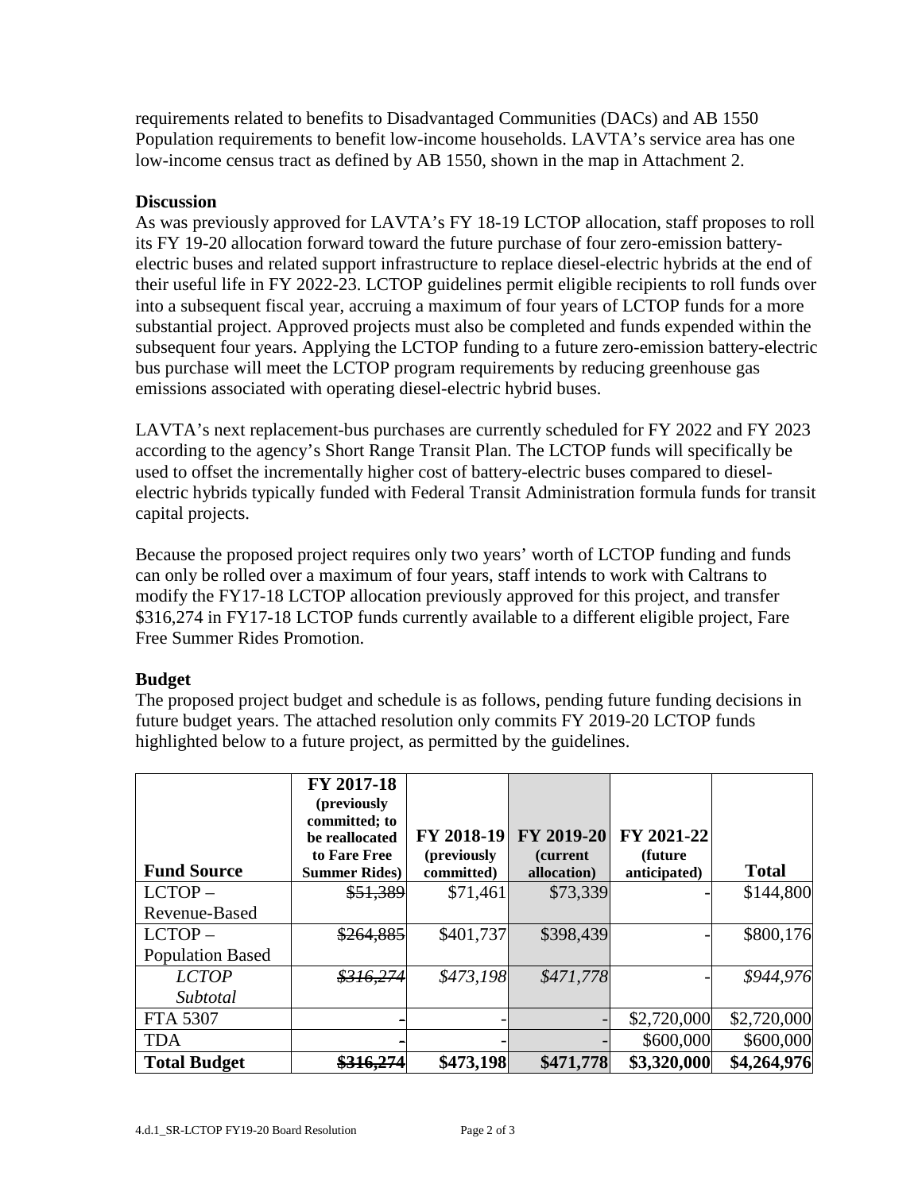requirements related to benefits to Disadvantaged Communities (DACs) and AB 1550 Population requirements to benefit low-income households. LAVTA's service area has one low-income census tract as defined by AB 1550, shown in the map in Attachment 2.

**Discussion**

As was previously approved for LAVTA's FY 18-19 LCTOP allocation, staff proposes to roll its FY 19-20 allocation forward toward the future purchase of four zero-emission battery-electric buses and related support infrastructure to replace diesel-electric hybrids at the end of their useful life in FY 2022-23. LCTOP guidelines permit eligible recipients to roll funds over into a subsequent fiscal year, accruing a maximum of four years of LCTOP funds for a more substantial project. Approved projects must also be completed and funds expended within the subsequent four years. Applying the LCTOP funding to a future zero-emission battery-electric bus purchase will meet the LCTOP program requirements by reducing greenhouse gas emissions associated with operating diesel-electric hybrid buses.

LAVTA's next replacement-bus purchases are currently scheduled for FY 2022 and FY 2023 according to the agency's Short Range Transit Plan. The LCTOP funds will specifically be used to offset the incrementally higher cost of battery-electric buses compared to diesel-electric hybrids typically funded with Federal Transit Administration formula funds for transit capital projects.

Because the proposed project requires only two years' worth of LCTOP funding and funds can only be rolled over a maximum of four years, staff intends to work with Caltrans to modify the FY17-18 LCTOP allocation previously approved for this project, and transfer $316,274 in FY17-18 LCTOP funds currently available to a different eligible project, Fare Free Summer Rides Promotion.

**Budget**

The proposed project budget and schedule is as follows, pending future funding decisions in future budget years. The attached resolution only commits FY 2019-20 LCTOP funds highlighted below to a future project, as permitted by the guidelines.

| **Fund Source** | **FY 2017-18 (previously committed; to be reallocated to Fare Free Summer Rides)** | **FY 2018-19 (previously committed)** | **FY 2019-20 (current allocation)** | **FY 2021-22 (future anticipated)** | **Total** |
|---|---|---|---|---|---|
| LCTOP – Revenue-Based | ~~$51,389~~ | $71,461 | $73,339 | - | $144,800 |
| LCTOP – Population Based | ~~$264,885~~ | $401,737 | $398,439 | - | $800,176 |
| *LCTOP Subtotal* | *~~$316,274~~* | *$473,198* | *$471,778* | - | *$944,976* |
| FTA 5307 | - | - | - | $2,720,000 | $2,720,000 |
| TDA | - | - | - | $600,000 | $600,000 |
| **Total Budget** | **~~$316,274~~** | **$473,198** | **$471,778** | **$3,320,000** | **$4,264,976** |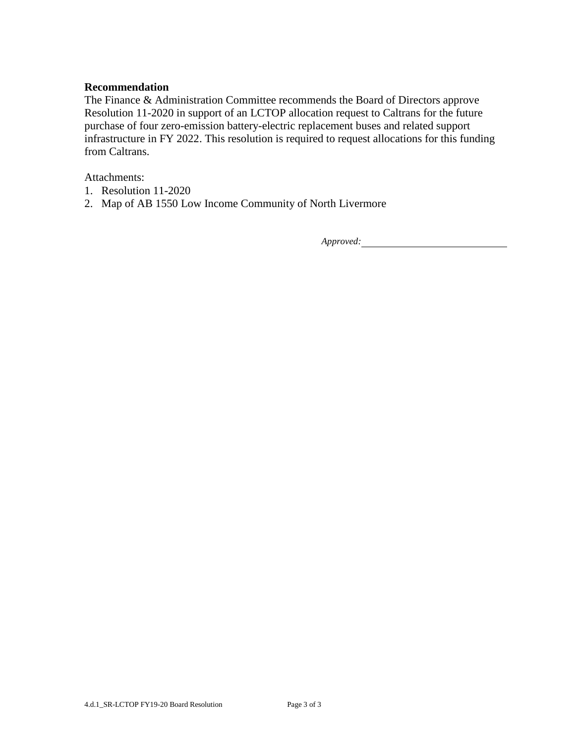**Recommendation**

The Finance & Administration Committee recommends the Board of Directors approve Resolution 11-2020 in support of an LCTOP allocation request to Caltrans for the future purchase of four zero-emission battery-electric replacement buses and related support infrastructure in FY 2022. This resolution is required to request allocations for this funding from Caltrans.

Attachments:

1. Resolution 11-2020
2. Map of AB 1550 Low Income Community of North Livermore

*Approved:* ____________________________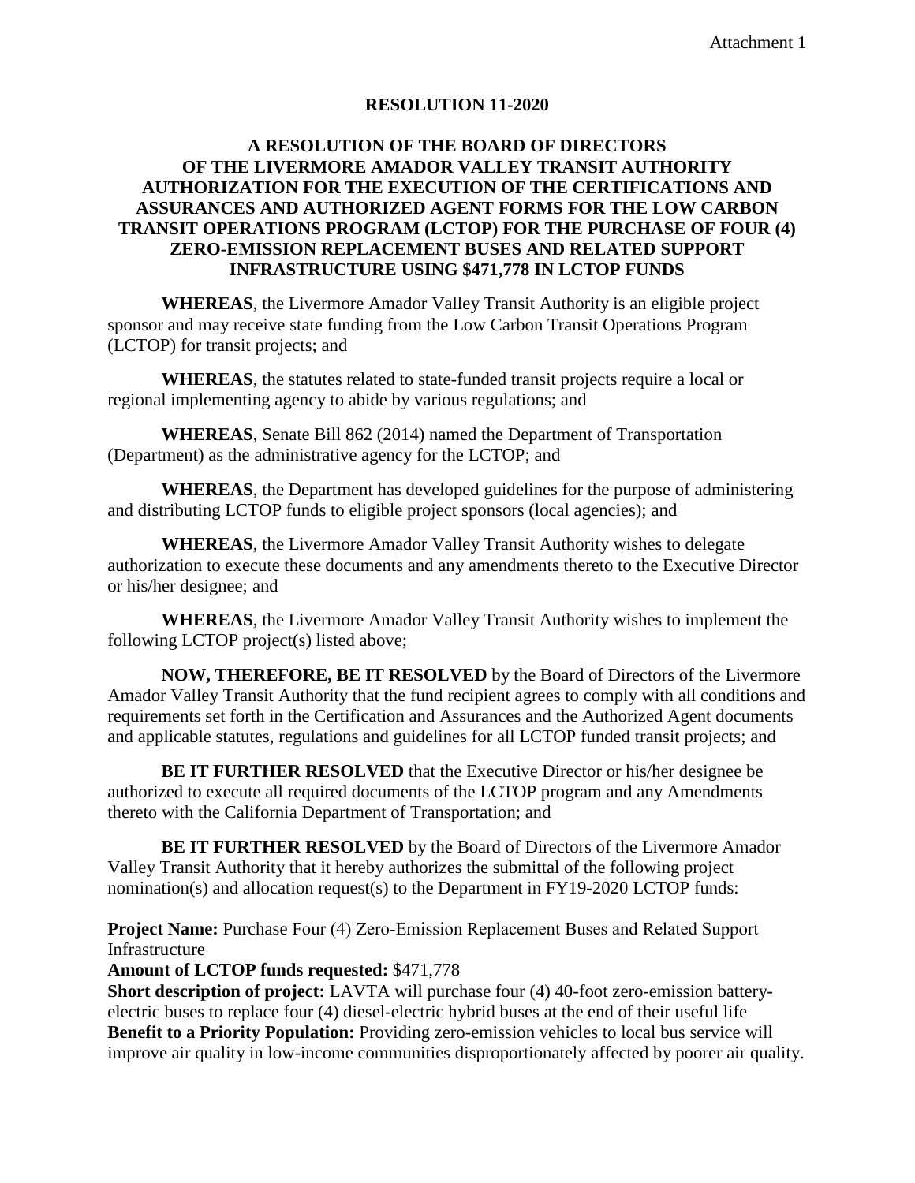Attachment 1

**RESOLUTION 11-2020**

**A RESOLUTION OF THE BOARD OF DIRECTORS OF THE LIVERMORE AMADOR VALLEY TRANSIT AUTHORITY AUTHORIZATION FOR THE EXECUTION OF THE CERTIFICATIONS AND ASSURANCES AND AUTHORIZED AGENT FORMS FOR THE LOW CARBON TRANSIT OPERATIONS PROGRAM (LCTOP) FOR THE PURCHASE OF FOUR (4) ZERO-EMISSION REPLACEMENT BUSES AND RELATED SUPPORT INFRASTRUCTURE USING $471,778 IN LCTOP FUNDS**

**WHEREAS**, the Livermore Amador Valley Transit Authority is an eligible project sponsor and may receive state funding from the Low Carbon Transit Operations Program (LCTOP) for transit projects; and

**WHEREAS**, the statutes related to state-funded transit projects require a local or regional implementing agency to abide by various regulations; and

**WHEREAS**, Senate Bill 862 (2014) named the Department of Transportation (Department) as the administrative agency for the LCTOP; and

**WHEREAS**, the Department has developed guidelines for the purpose of administering and distributing LCTOP funds to eligible project sponsors (local agencies); and

**WHEREAS**, the Livermore Amador Valley Transit Authority wishes to delegate authorization to execute these documents and any amendments thereto to the Executive Director or his/her designee; and

**WHEREAS**, the Livermore Amador Valley Transit Authority wishes to implement the following LCTOP project(s) listed above;

**NOW, THEREFORE, BE IT RESOLVED** by the Board of Directors of the Livermore Amador Valley Transit Authority that the fund recipient agrees to comply with all conditions and requirements set forth in the Certification and Assurances and the Authorized Agent documents and applicable statutes, regulations and guidelines for all LCTOP funded transit projects; and

**BE IT FURTHER RESOLVED** that the Executive Director or his/her designee be authorized to execute all required documents of the LCTOP program and any Amendments thereto with the California Department of Transportation; and

**BE IT FURTHER RESOLVED** by the Board of Directors of the Livermore Amador Valley Transit Authority that it hereby authorizes the submittal of the following project nomination(s) and allocation request(s) to the Department in FY19-2020 LCTOP funds:

**Project Name:** Purchase Four (4) Zero-Emission Replacement Buses and Related Support Infrastructure
**Amount of LCTOP funds requested:** $471,778
**Short description of project:** LAVTA will purchase four (4) 40-foot zero-emission battery-electric buses to replace four (4) diesel-electric hybrid buses at the end of their useful life
**Benefit to a Priority Population:** Providing zero-emission vehicles to local bus service will improve air quality in low-income communities disproportionately affected by poorer air quality.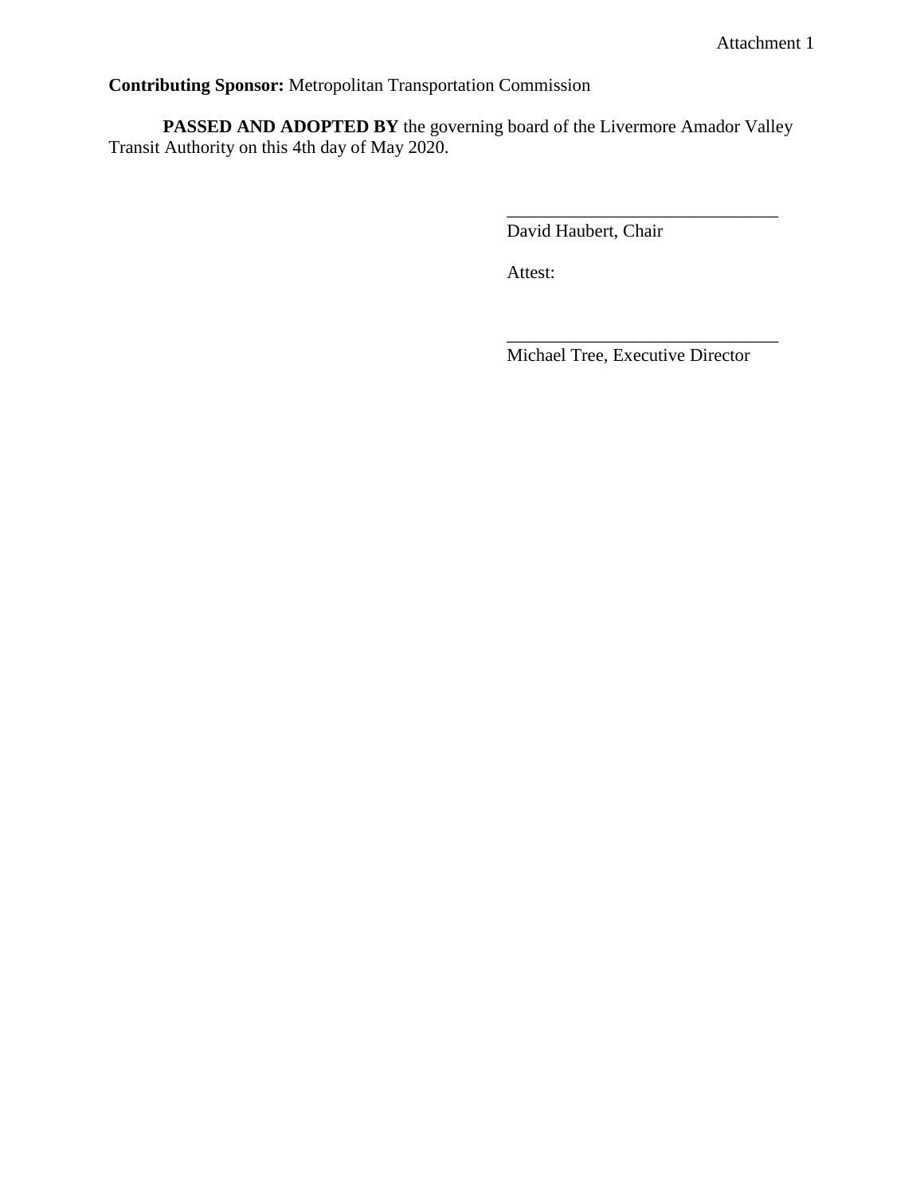Attachment 1

**Contributing Sponsor:** Metropolitan Transportation Commission

**PASSED AND ADOPTED BY** the governing board of the Livermore Amador Valley Transit Authority on this 4th day of May 2020.

______________________________
David Haubert, Chair

Attest:

______________________________
Michael Tree, Executive Director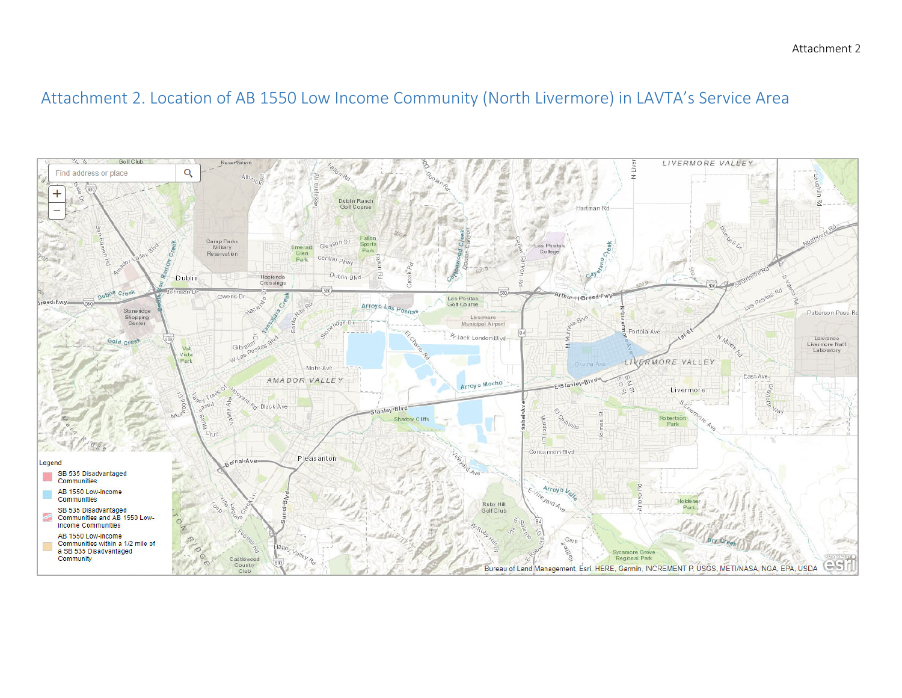Attachment 2

## Attachment 2. Location of AB 1550 Low Income Community (North Livermore) in LAVTA's Service Area

Legend

SB 535 Disadvantaged Communities

AB 1550 Low-income Communities

SB 535 Disadvantaged Communities and AB 1550 Low-income Communities

AB 1550 Low-income Communities within a 1/2 mile of a SB 535 Disadvantaged Community

Bureau of Land Management, Esri, HERE, Garmin, INCREMENT P, USGS, METI/NASA, NGA, EPA, USDA